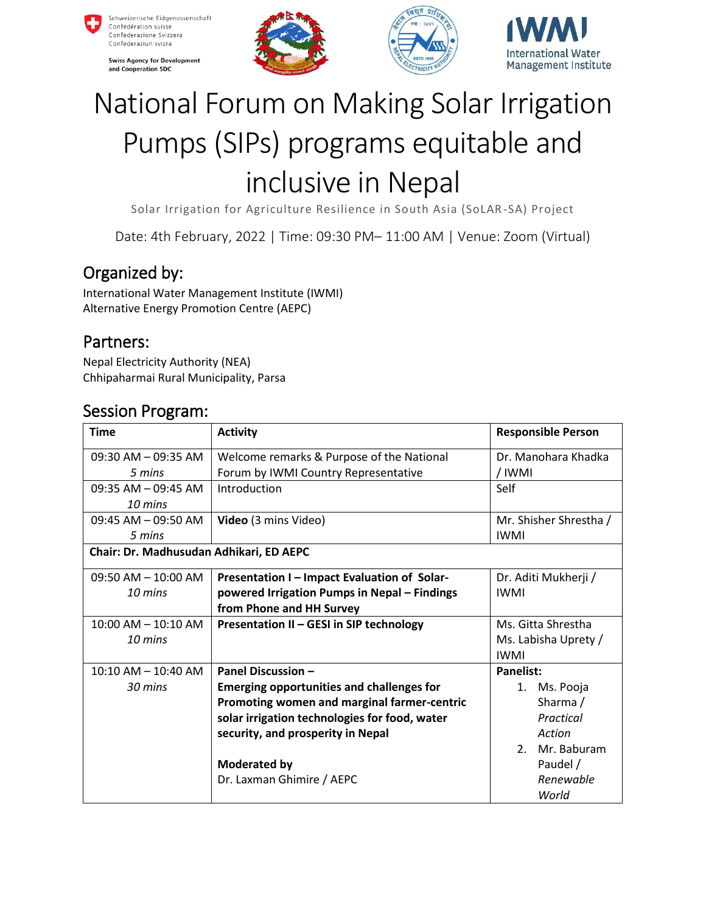Schweizerische Eidgenossenschaft
Confédération suisse
Confederazione Svizzera
Confederaziun svizra

Swiss Agency for Development and Cooperation SDC

IWMI International Water Management Institute

# National Forum on Making Solar Irrigation Pumps (SIPs) programs equitable and inclusive in Nepal

Solar Irrigation for Agriculture Resilience in South Asia (SoLAR-SA) Project

Date: 4th February, 2022 | Time: 09:30 PM– 11:00 AM | Venue: Zoom (Virtual)

## Organized by:

International Water Management Institute (IWMI)
Alternative Energy Promotion Centre (AEPC)

## Partners:

Nepal Electricity Authority (NEA)
Chhipaharmai Rural Municipality, Parsa

## Session Program:

| Time | Activity | Responsible Person |
|---|---|---|
| 09:30 AM – 09:35 AM *5 mins* | Welcome remarks & Purpose of the National Forum by IWMI Country Representative | Dr. Manohara Khadka / IWMI |
| 09:35 AM – 09:45 AM *10 mins* | Introduction | Self |
| 09:45 AM – 09:50 AM *5 mins* | **Video** (3 mins Video) | Mr. Shisher Shrestha / IWMI |
| **Chair: Dr. Madhusudan Adhikari, ED AEPC** | | |
| 09:50 AM – 10:00 AM *10 mins* | **Presentation I – Impact Evaluation of Solar-powered Irrigation Pumps in Nepal – Findings from Phone and HH Survey** | Dr. Aditi Mukherji / IWMI |
| 10:00 AM – 10:10 AM *10 mins* | **Presentation II – GESI in SIP technology** | Ms. Gitta Shrestha Ms. Labisha Uprety / IWMI |
| 10:10 AM – 10:40 AM *30 mins* | **Panel Discussion – Emerging opportunities and challenges for Promoting women and marginal farmer-centric solar irrigation technologies for food, water security, and prosperity in Nepal** **Moderated by** Dr. Laxman Ghimire / AEPC | **Panelist:** 1. Ms. Pooja Sharma / *Practical Action* 2. Mr. Baburam Paudel / *Renewable World* |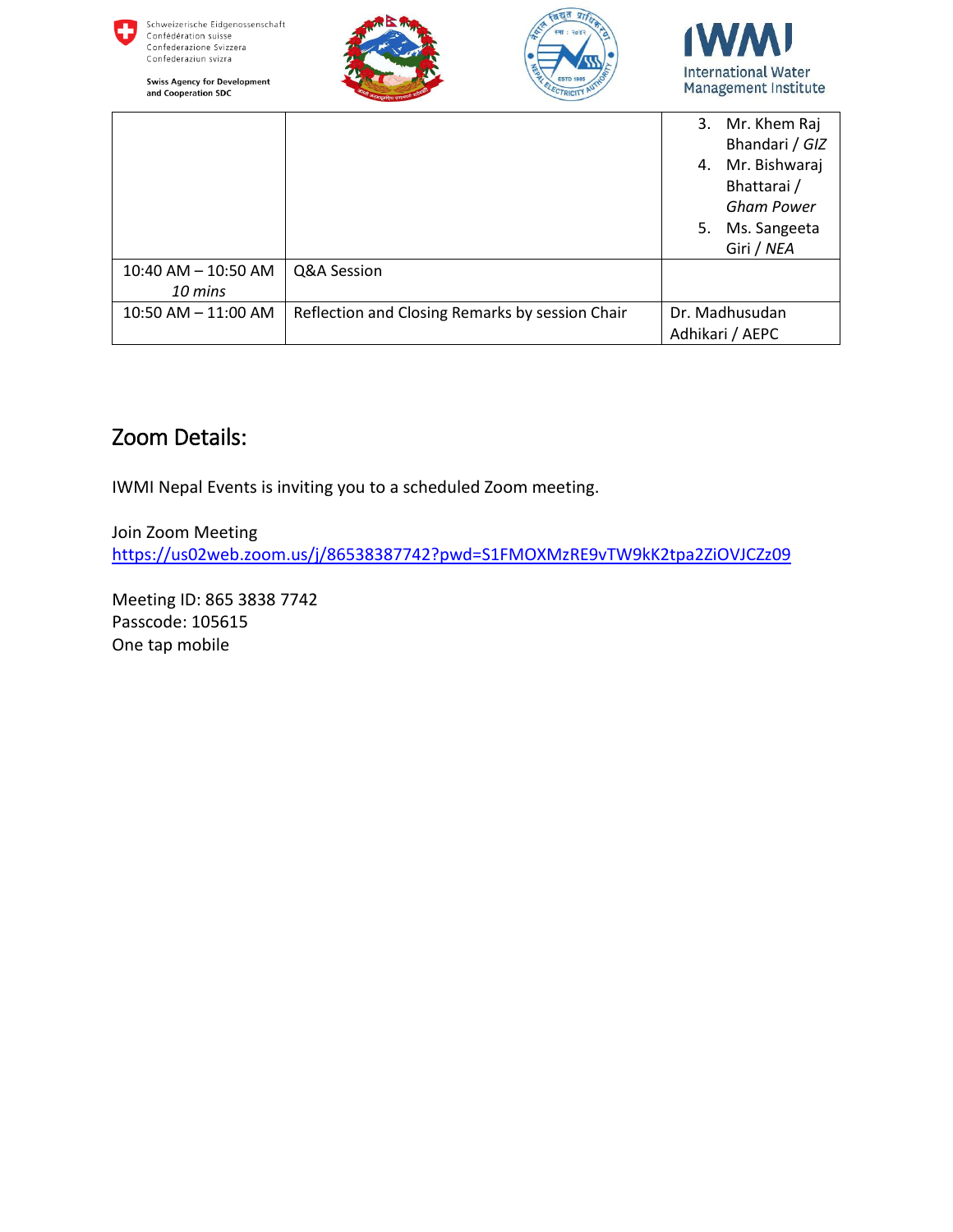| | | |
|---|---|---|
| | | 3. Mr. Khem Raj Bhandari / *GIZ*<br>4. Mr. Bishwaraj Bhattarai / *Gham Power*<br>5. Ms. Sangeeta Giri / *NEA* |
| 10:40 AM – 10:50 AM<br>*10 mins* | Q&A Session | |
| 10:50 AM – 11:00 AM | Reflection and Closing Remarks by session Chair | Dr. Madhusudan Adhikari / AEPC |

## Zoom Details:

IWMI Nepal Events is inviting you to a scheduled Zoom meeting.

Join Zoom Meeting
https://us02web.zoom.us/j/86538387742?pwd=S1FMOXMzRE9vTW9kK2tpa2ZiOVJCZz09

Meeting ID: 865 3838 7742
Passcode: 105615
One tap mobile